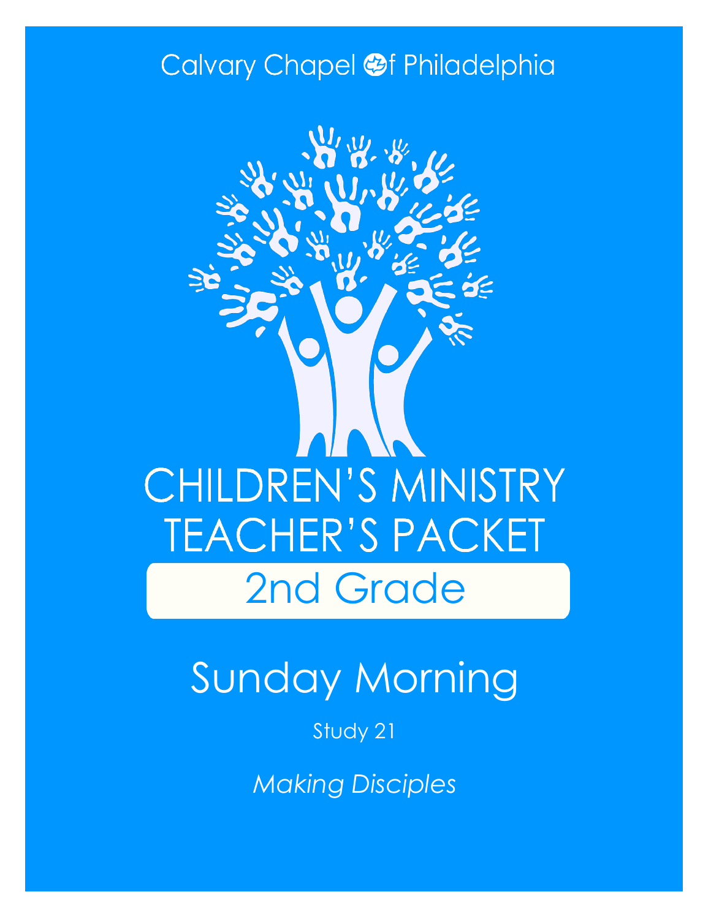Calvary Chapel of Philadelphia

# CHILDREN'S MINISTRY TEACHER'S PACKET

## 2nd Grade

# Sunday Morning

Study 21

*Making Disciples*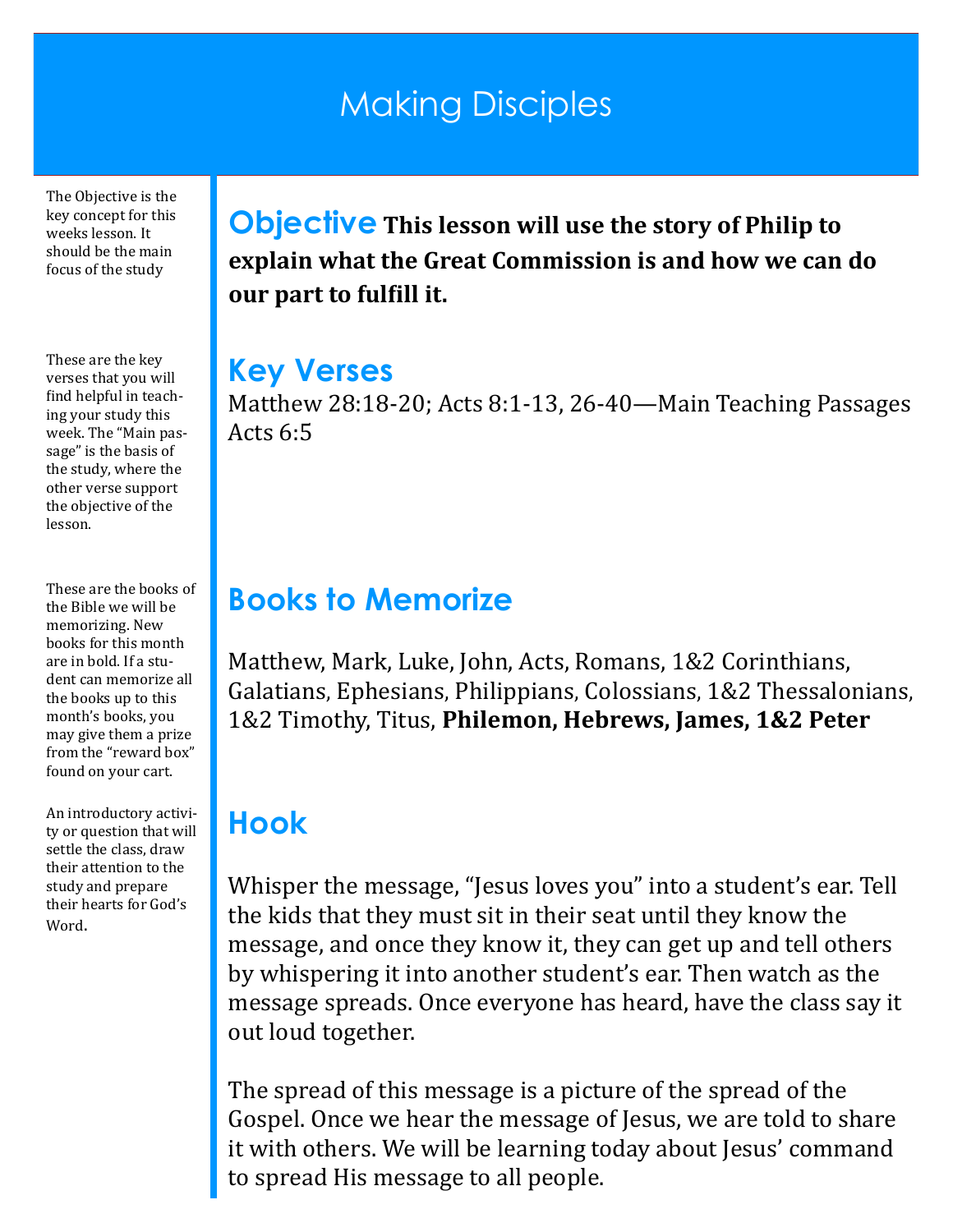# Making Disciples

The Objective is the key concept for this weeks lesson. It should be the main focus of the study

## Objective

**This lesson will use the story of Philip to explain what the Great Commission is and how we can do our part to fulfill it.**

These are the key verses that you will find helpful in teaching your study this week. The "Main passage" is the basis of the study, where the other verse support the objective of the lesson.

## Key Verses

Matthew 28:18-20; Acts 8:1-13, 26-40—Main Teaching Passages
Acts 6:5

These are the books of the Bible we will be memorizing. New books for this month are in bold. If a student can memorize all the books up to this month's books, you may give them a prize from the "reward box" found on your cart.

## Books to Memorize

Matthew, Mark, Luke, John, Acts, Romans, 1&2 Corinthians, Galatians, Ephesians, Philippians, Colossians, 1&2 Thessalonians, 1&2 Timothy, Titus, **Philemon, Hebrews, James, 1&2 Peter**

An introductory activity or question that will settle the class, draw their attention to the study and prepare their hearts for God's Word.

## Hook

Whisper the message, "Jesus loves you" into a student's ear. Tell the kids that they must sit in their seat until they know the message, and once they know it, they can get up and tell others by whispering it into another student's ear. Then watch as the message spreads. Once everyone has heard, have the class say it out loud together.

The spread of this message is a picture of the spread of the Gospel. Once we hear the message of Jesus, we are told to share it with others. We will be learning today about Jesus' command to spread His message to all people.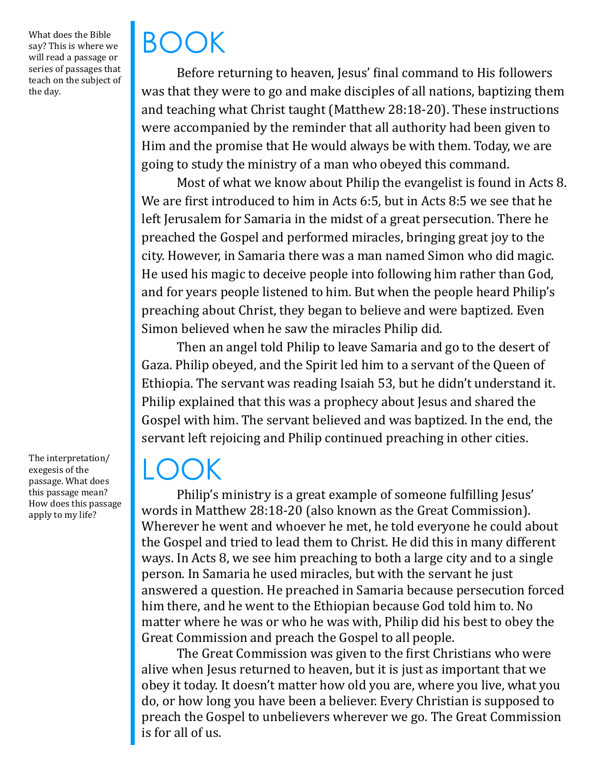What does the Bible say? This is where we will read a passage or series of passages that teach on the subject of the day.

# BOOK

Before returning to heaven, Jesus' final command to His followers was that they were to go and make disciples of all nations, baptizing them and teaching what Christ taught (Matthew 28:18-20). These instructions were accompanied by the reminder that all authority had been given to Him and the promise that He would always be with them. Today, we are going to study the ministry of a man who obeyed this command.

Most of what we know about Philip the evangelist is found in Acts 8. We are first introduced to him in Acts 6:5, but in Acts 8:5 we see that he left Jerusalem for Samaria in the midst of a great persecution. There he preached the Gospel and performed miracles, bringing great joy to the city. However, in Samaria there was a man named Simon who did magic. He used his magic to deceive people into following him rather than God, and for years people listened to him. But when the people heard Philip's preaching about Christ, they began to believe and were baptized. Even Simon believed when he saw the miracles Philip did.

Then an angel told Philip to leave Samaria and go to the desert of Gaza. Philip obeyed, and the Spirit led him to a servant of the Queen of Ethiopia. The servant was reading Isaiah 53, but he didn't understand it. Philip explained that this was a prophecy about Jesus and shared the Gospel with him. The servant believed and was baptized. In the end, the servant left rejoicing and Philip continued preaching in other cities.

The interpretation/exegesis of the passage. What does this passage mean? How does this passage apply to my life?

# LOOK

Philip's ministry is a great example of someone fulfilling Jesus' words in Matthew 28:18-20 (also known as the Great Commission). Wherever he went and whoever he met, he told everyone he could about the Gospel and tried to lead them to Christ. He did this in many different ways. In Acts 8, we see him preaching to both a large city and to a single person. In Samaria he used miracles, but with the servant he just answered a question. He preached in Samaria because persecution forced him there, and he went to the Ethiopian because God told him to. No matter where he was or who he was with, Philip did his best to obey the Great Commission and preach the Gospel to all people.

The Great Commission was given to the first Christians who were alive when Jesus returned to heaven, but it is just as important that we obey it today. It doesn't matter how old you are, where you live, what you do, or how long you have been a believer. Every Christian is supposed to preach the Gospel to unbelievers wherever we go. The Great Commission is for all of us.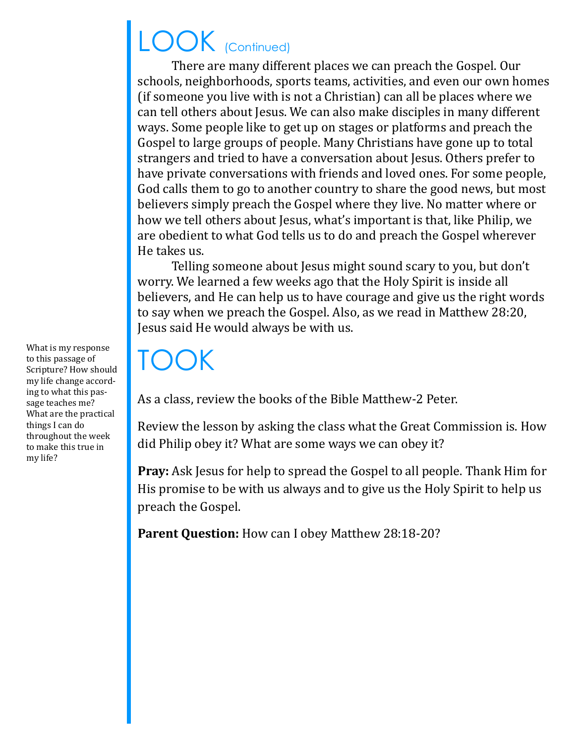# LOOK (Continued)

There are many different places we can preach the Gospel. Our schools, neighborhoods, sports teams, activities, and even our own homes (if someone you live with is not a Christian) can all be places where we can tell others about Jesus. We can also make disciples in many different ways. Some people like to get up on stages or platforms and preach the Gospel to large groups of people. Many Christians have gone up to total strangers and tried to have a conversation about Jesus. Others prefer to have private conversations with friends and loved ones. For some people, God calls them to go to another country to share the good news, but most believers simply preach the Gospel where they live. No matter where or how we tell others about Jesus, what's important is that, like Philip, we are obedient to what God tells us to do and preach the Gospel wherever He takes us.

Telling someone about Jesus might sound scary to you, but don't worry. We learned a few weeks ago that the Holy Spirit is inside all believers, and He can help us to have courage and give us the right words to say when we preach the Gospel. Also, as we read in Matthew 28:20, Jesus said He would always be with us.

# TOOK

What is my response to this passage of Scripture? How should my life change according to what this passage teaches me? What are the practical things I can do throughout the week to make this true in my life?

As a class, review the books of the Bible Matthew-2 Peter.

Review the lesson by asking the class what the Great Commission is. How did Philip obey it? What are some ways we can obey it?

**Pray:** Ask Jesus for help to spread the Gospel to all people. Thank Him for His promise to be with us always and to give us the Holy Spirit to help us preach the Gospel.

**Parent Question:** How can I obey Matthew 28:18-20?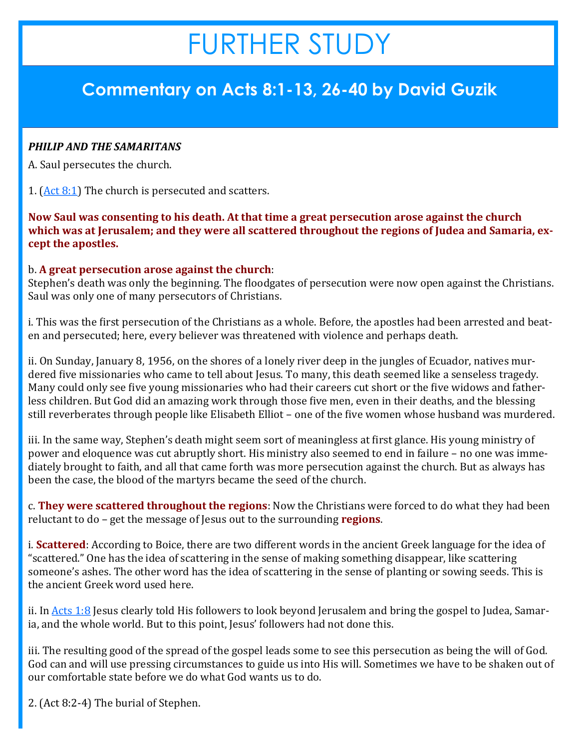# FURTHER STUDY

## Commentary on Acts 8:1-13, 26-40 by David Guzik

***PHILIP AND THE SAMARITANS***

A. Saul persecutes the church.

1. (Act 8:1) The church is persecuted and scatters.

**Now Saul was consenting to his death. At that time a great persecution arose against the church which was at Jerusalem; and they were all scattered throughout the regions of Judea and Samaria, except the apostles.**

b. **A great persecution arose against the church**:
Stephen's death was only the beginning. The floodgates of persecution were now open against the Christians. Saul was only one of many persecutors of Christians.

i. This was the first persecution of the Christians as a whole. Before, the apostles had been arrested and beaten and persecuted; here, every believer was threatened with violence and perhaps death.

ii. On Sunday, January 8, 1956, on the shores of a lonely river deep in the jungles of Ecuador, natives murdered five missionaries who came to tell about Jesus. To many, this death seemed like a senseless tragedy. Many could only see five young missionaries who had their careers cut short or the five widows and fatherless children. But God did an amazing work through those five men, even in their deaths, and the blessing still reverberates through people like Elisabeth Elliot – one of the five women whose husband was murdered.

iii. In the same way, Stephen's death might seem sort of meaningless at first glance. His young ministry of power and eloquence was cut abruptly short. His ministry also seemed to end in failure – no one was immediately brought to faith, and all that came forth was more persecution against the church. But as always has been the case, the blood of the martyrs became the seed of the church.

c. **They were scattered throughout the regions**: Now the Christians were forced to do what they had been reluctant to do – get the message of Jesus out to the surrounding **regions**.

i. **Scattered**: According to Boice, there are two different words in the ancient Greek language for the idea of "scattered." One has the idea of scattering in the sense of making something disappear, like scattering someone's ashes. The other word has the idea of scattering in the sense of planting or sowing seeds. This is the ancient Greek word used here.

ii. In Acts 1:8 Jesus clearly told His followers to look beyond Jerusalem and bring the gospel to Judea, Samaria, and the whole world. But to this point, Jesus' followers had not done this.

iii. The resulting good of the spread of the gospel leads some to see this persecution as being the will of God. God can and will use pressing circumstances to guide us into His will. Sometimes we have to be shaken out of our comfortable state before we do what God wants us to do.

2. (Act 8:2-4) The burial of Stephen.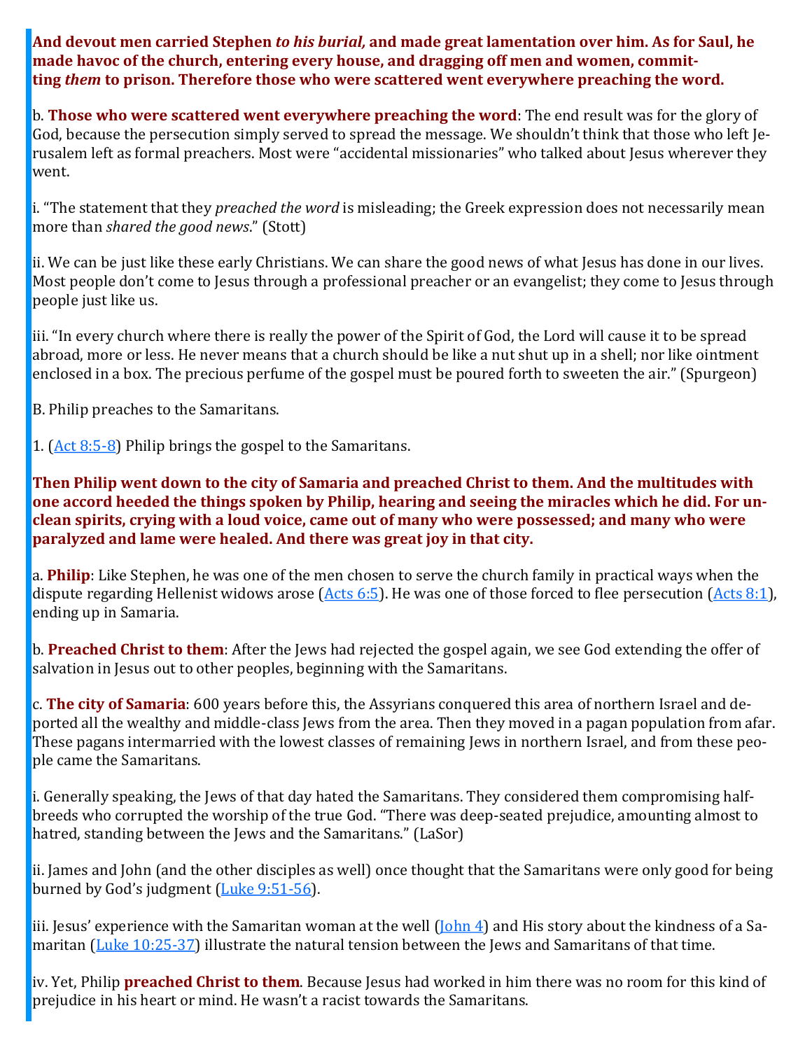**And devout men carried Stephen *to his burial,* and made great lamentation over him. As for Saul, he made havoc of the church, entering every house, and dragging off men and women, committing *them* to prison. Therefore those who were scattered went everywhere preaching the word.**

b. **Those who were scattered went everywhere preaching the word**: The end result was for the glory of God, because the persecution simply served to spread the message. We shouldn't think that those who left Jerusalem left as formal preachers. Most were "accidental missionaries" who talked about Jesus wherever they went.

i. "The statement that they *preached the word* is misleading; the Greek expression does not necessarily mean more than *shared the good news*." (Stott)

ii. We can be just like these early Christians. We can share the good news of what Jesus has done in our lives. Most people don't come to Jesus through a professional preacher or an evangelist; they come to Jesus through people just like us.

iii. "In every church where there is really the power of the Spirit of God, the Lord will cause it to be spread abroad, more or less. He never means that a church should be like a nut shut up in a shell; nor like ointment enclosed in a box. The precious perfume of the gospel must be poured forth to sweeten the air." (Spurgeon)

B. Philip preaches to the Samaritans.

1. (Act 8:5-8) Philip brings the gospel to the Samaritans.

**Then Philip went down to the city of Samaria and preached Christ to them. And the multitudes with one accord heeded the things spoken by Philip, hearing and seeing the miracles which he did. For unclean spirits, crying with a loud voice, came out of many who were possessed; and many who were paralyzed and lame were healed. And there was great joy in that city.**

a. **Philip**: Like Stephen, he was one of the men chosen to serve the church family in practical ways when the dispute regarding Hellenist widows arose (Acts 6:5). He was one of those forced to flee persecution (Acts 8:1), ending up in Samaria.

b. **Preached Christ to them**: After the Jews had rejected the gospel again, we see God extending the offer of salvation in Jesus out to other peoples, beginning with the Samaritans.

c. **The city of Samaria**: 600 years before this, the Assyrians conquered this area of northern Israel and deported all the wealthy and middle-class Jews from the area. Then they moved in a pagan population from afar. These pagans intermarried with the lowest classes of remaining Jews in northern Israel, and from these people came the Samaritans.

i. Generally speaking, the Jews of that day hated the Samaritans. They considered them compromising half-breeds who corrupted the worship of the true God. "There was deep-seated prejudice, amounting almost to hatred, standing between the Jews and the Samaritans." (LaSor)

ii. James and John (and the other disciples as well) once thought that the Samaritans were only good for being burned by God's judgment (Luke 9:51-56).

iii. Jesus' experience with the Samaritan woman at the well (John 4) and His story about the kindness of a Samaritan (Luke 10:25-37) illustrate the natural tension between the Jews and Samaritans of that time.

iv. Yet, Philip **preached Christ to them**. Because Jesus had worked in him there was no room for this kind of prejudice in his heart or mind. He wasn't a racist towards the Samaritans.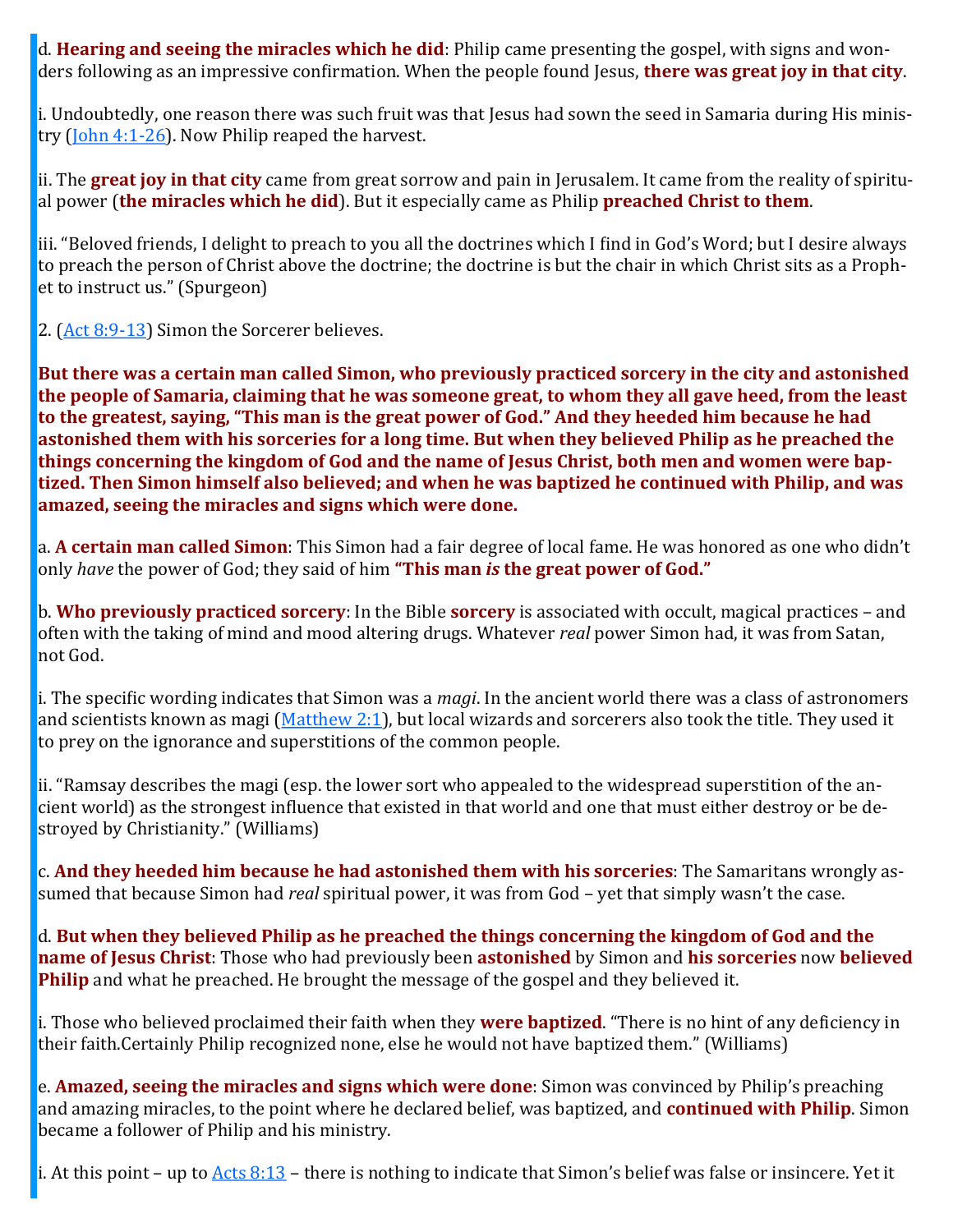d. **Hearing and seeing the miracles which he did**: Philip came presenting the gospel, with signs and wonders following as an impressive confirmation. When the people found Jesus, **there was great joy in that city**.

i. Undoubtedly, one reason there was such fruit was that Jesus had sown the seed in Samaria during His ministry (John 4:1-26). Now Philip reaped the harvest.

ii. The **great joy in that city** came from great sorrow and pain in Jerusalem. It came from the reality of spiritual power (**the miracles which he did**). But it especially came as Philip **preached Christ to them**.

iii. "Beloved friends, I delight to preach to you all the doctrines which I find in God's Word; but I desire always to preach the person of Christ above the doctrine; the doctrine is but the chair in which Christ sits as a Prophet to instruct us." (Spurgeon)

2. (Act 8:9-13) Simon the Sorcerer believes.

**But there was a certain man called Simon, who previously practiced sorcery in the city and astonished the people of Samaria, claiming that he was someone great, to whom they all gave heed, from the least to the greatest, saying, "This man is the great power of God." And they heeded him because he had astonished them with his sorceries for a long time. But when they believed Philip as he preached the things concerning the kingdom of God and the name of Jesus Christ, both men and women were baptized. Then Simon himself also believed; and when he was baptized he continued with Philip, and was amazed, seeing the miracles and signs which were done.**

a. **A certain man called Simon**: This Simon had a fair degree of local fame. He was honored as one who didn't only *have* the power of God; they said of him **"This man *is* the great power of God."**

b. **Who previously practiced sorcery**: In the Bible **sorcery** is associated with occult, magical practices – and often with the taking of mind and mood altering drugs. Whatever *real* power Simon had, it was from Satan, not God.

i. The specific wording indicates that Simon was a *magi*. In the ancient world there was a class of astronomers and scientists known as magi (Matthew 2:1), but local wizards and sorcerers also took the title. They used it to prey on the ignorance and superstitions of the common people.

ii. "Ramsay describes the magi (esp. the lower sort who appealed to the widespread superstition of the ancient world) as the strongest influence that existed in that world and one that must either destroy or be destroyed by Christianity." (Williams)

c. **And they heeded him because he had astonished them with his sorceries**: The Samaritans wrongly assumed that because Simon had *real* spiritual power, it was from God – yet that simply wasn't the case.

d. **But when they believed Philip as he preached the things concerning the kingdom of God and the name of Jesus Christ**: Those who had previously been **astonished** by Simon and **his sorceries** now **believed Philip** and what he preached. He brought the message of the gospel and they believed it.

i. Those who believed proclaimed their faith when they **were baptized**. "There is no hint of any deficiency in their faith.Certainly Philip recognized none, else he would not have baptized them." (Williams)

e. **Amazed, seeing the miracles and signs which were done**: Simon was convinced by Philip's preaching and amazing miracles, to the point where he declared belief, was baptized, and **continued with Philip**. Simon became a follower of Philip and his ministry.

i. At this point – up to Acts 8:13 – there is nothing to indicate that Simon's belief was false or insincere. Yet it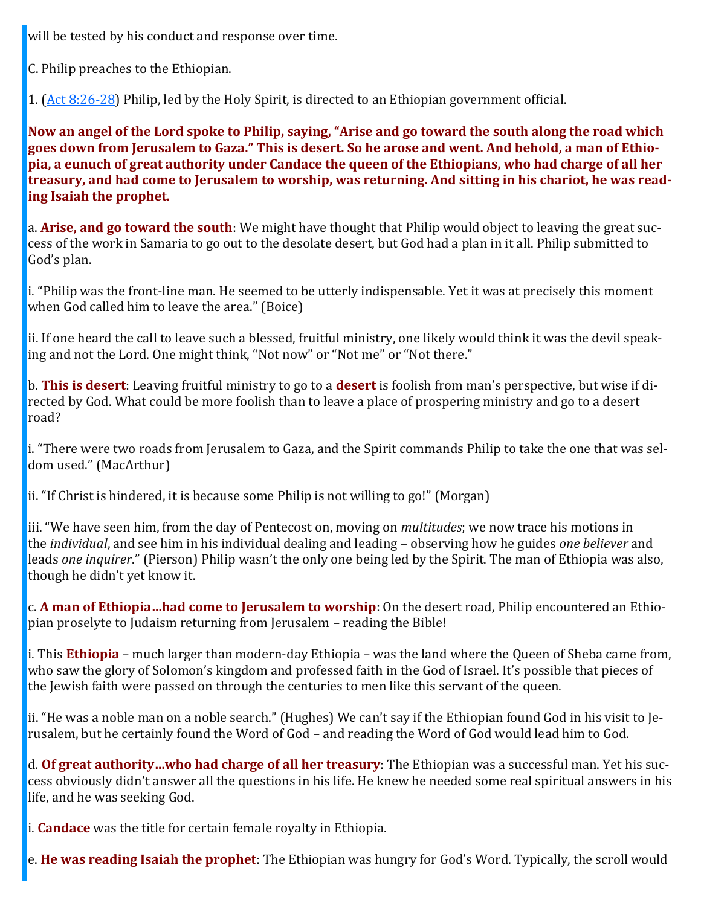will be tested by his conduct and response over time.

C. Philip preaches to the Ethiopian.

1. (Act 8:26-28) Philip, led by the Holy Spirit, is directed to an Ethiopian government official.

**Now an angel of the Lord spoke to Philip, saying, "Arise and go toward the south along the road which goes down from Jerusalem to Gaza." This is desert. So he arose and went. And behold, a man of Ethiopia, a eunuch of great authority under Candace the queen of the Ethiopians, who had charge of all her treasury, and had come to Jerusalem to worship, was returning. And sitting in his chariot, he was reading Isaiah the prophet.**

a. **Arise, and go toward the south**: We might have thought that Philip would object to leaving the great success of the work in Samaria to go out to the desolate desert, but God had a plan in it all. Philip submitted to God's plan.

i. "Philip was the front-line man. He seemed to be utterly indispensable. Yet it was at precisely this moment when God called him to leave the area." (Boice)

ii. If one heard the call to leave such a blessed, fruitful ministry, one likely would think it was the devil speaking and not the Lord. One might think, "Not now" or "Not me" or "Not there."

b. **This is desert**: Leaving fruitful ministry to go to a **desert** is foolish from man's perspective, but wise if directed by God. What could be more foolish than to leave a place of prospering ministry and go to a desert road?

i. "There were two roads from Jerusalem to Gaza, and the Spirit commands Philip to take the one that was seldom used." (MacArthur)

ii. "If Christ is hindered, it is because some Philip is not willing to go!" (Morgan)

iii. "We have seen him, from the day of Pentecost on, moving on *multitudes*; we now trace his motions in the *individual*, and see him in his individual dealing and leading – observing how he guides *one believer* and leads *one inquirer*." (Pierson) Philip wasn't the only one being led by the Spirit. The man of Ethiopia was also, though he didn't yet know it.

c. **A man of Ethiopia…had come to Jerusalem to worship**: On the desert road, Philip encountered an Ethiopian proselyte to Judaism returning from Jerusalem – reading the Bible!

i. This **Ethiopia** – much larger than modern-day Ethiopia – was the land where the Queen of Sheba came from, who saw the glory of Solomon's kingdom and professed faith in the God of Israel. It's possible that pieces of the Jewish faith were passed on through the centuries to men like this servant of the queen.

ii. "He was a noble man on a noble search." (Hughes) We can't say if the Ethiopian found God in his visit to Jerusalem, but he certainly found the Word of God – and reading the Word of God would lead him to God.

d. **Of great authority…who had charge of all her treasury**: The Ethiopian was a successful man. Yet his success obviously didn't answer all the questions in his life. He knew he needed some real spiritual answers in his life, and he was seeking God.

i. **Candace** was the title for certain female royalty in Ethiopia.

e. **He was reading Isaiah the prophet**: The Ethiopian was hungry for God's Word. Typically, the scroll would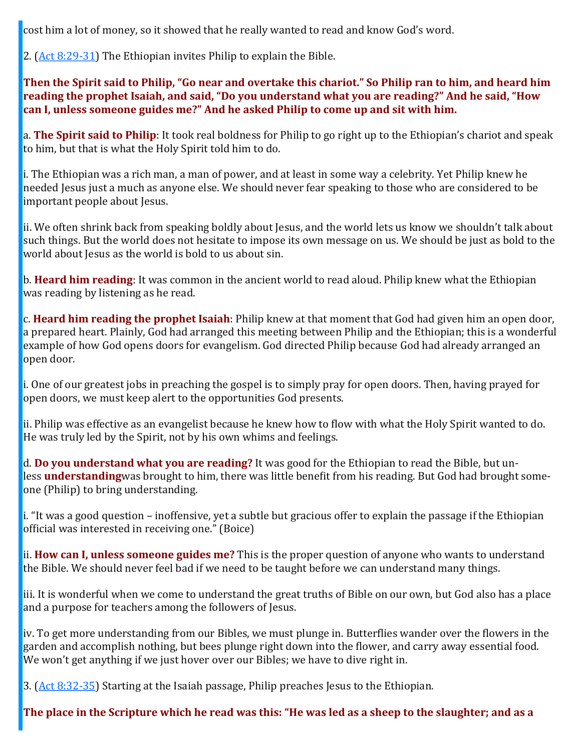cost him a lot of money, so it showed that he really wanted to read and know God's word.

2. ([Act 8:29-31]) The Ethiopian invites Philip to explain the Bible.

**Then the Spirit said to Philip, "Go near and overtake this chariot." So Philip ran to him, and heard him reading the prophet Isaiah, and said, "Do you understand what you are reading?" And he said, "How can I, unless someone guides me?" And he asked Philip to come up and sit with him.**

a. **The Spirit said to Philip**: It took real boldness for Philip to go right up to the Ethiopian's chariot and speak to him, but that is what the Holy Spirit told him to do.

i. The Ethiopian was a rich man, a man of power, and at least in some way a celebrity. Yet Philip knew he needed Jesus just a much as anyone else. We should never fear speaking to those who are considered to be important people about Jesus.

ii. We often shrink back from speaking boldly about Jesus, and the world lets us know we shouldn't talk about such things. But the world does not hesitate to impose its own message on us. We should be just as bold to the world about Jesus as the world is bold to us about sin.

b. **Heard him reading**: It was common in the ancient world to read aloud. Philip knew what the Ethiopian was reading by listening as he read.

c. **Heard him reading the prophet Isaiah**: Philip knew at that moment that God had given him an open door, a prepared heart. Plainly, God had arranged this meeting between Philip and the Ethiopian; this is a wonderful example of how God opens doors for evangelism. God directed Philip because God had already arranged an open door.

i. One of our greatest jobs in preaching the gospel is to simply pray for open doors. Then, having prayed for open doors, we must keep alert to the opportunities God presents.

ii. Philip was effective as an evangelist because he knew how to flow with what the Holy Spirit wanted to do. He was truly led by the Spirit, not by his own whims and feelings.

d. **Do you understand what you are reading?** It was good for the Ethiopian to read the Bible, but unless **understanding**was brought to him, there was little benefit from his reading. But God had brought someone (Philip) to bring understanding.

i. "It was a good question – inoffensive, yet a subtle but gracious offer to explain the passage if the Ethiopian official was interested in receiving one." (Boice)

ii. **How can I, unless someone guides me?** This is the proper question of anyone who wants to understand the Bible. We should never feel bad if we need to be taught before we can understand many things.

iii. It is wonderful when we come to understand the great truths of Bible on our own, but God also has a place and a purpose for teachers among the followers of Jesus.

iv. To get more understanding from our Bibles, we must plunge in. Butterflies wander over the flowers in the garden and accomplish nothing, but bees plunge right down into the flower, and carry away essential food. We won't get anything if we just hover over our Bibles; we have to dive right in.

3. ([Act 8:32-35]) Starting at the Isaiah passage, Philip preaches Jesus to the Ethiopian.

**The place in the Scripture which he read was this: "He was led as a sheep to the slaughter; and as a**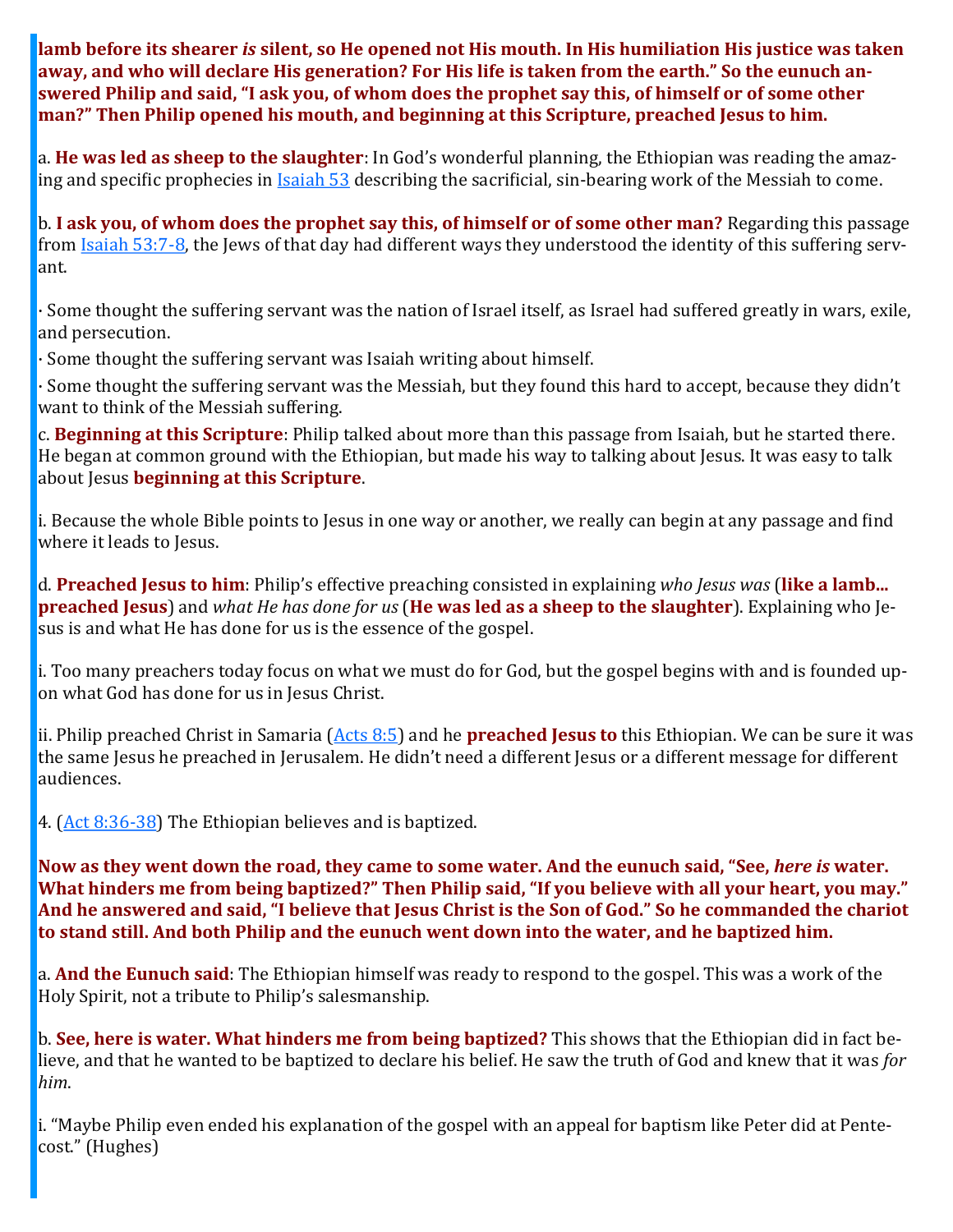**lamb before its shearer *is* silent, so He opened not His mouth. In His humiliation His justice was taken away, and who will declare His generation? For His life is taken from the earth." So the eunuch answered Philip and said, "I ask you, of whom does the prophet say this, of himself or of some other man?" Then Philip opened his mouth, and beginning at this Scripture, preached Jesus to him.**

a. **He was led as sheep to the slaughter**: In God's wonderful planning, the Ethiopian was reading the amazing and specific prophecies in [Isaiah 53] describing the sacrificial, sin-bearing work of the Messiah to come.

b. **I ask you, of whom does the prophet say this, of himself or of some other man?** Regarding this passage from [Isaiah 53:7-8], the Jews of that day had different ways they understood the identity of this suffering servant.

· Some thought the suffering servant was the nation of Israel itself, as Israel had suffered greatly in wars, exile, and persecution.
· Some thought the suffering servant was Isaiah writing about himself.
· Some thought the suffering servant was the Messiah, but they found this hard to accept, because they didn't want to think of the Messiah suffering.

c. **Beginning at this Scripture**: Philip talked about more than this passage from Isaiah, but he started there. He began at common ground with the Ethiopian, but made his way to talking about Jesus. It was easy to talk about Jesus **beginning at this Scripture**.

i. Because the whole Bible points to Jesus in one way or another, we really can begin at any passage and find where it leads to Jesus.

d. **Preached Jesus to him**: Philip's effective preaching consisted in explaining *who Jesus was* (**like a lamb... preached Jesus**) and *what He has done for us* (**He was led as a sheep to the slaughter**). Explaining who Jesus is and what He has done for us is the essence of the gospel.

i. Too many preachers today focus on what we must do for God, but the gospel begins with and is founded upon what God has done for us in Jesus Christ.

ii. Philip preached Christ in Samaria ([Acts 8:5]) and he **preached Jesus to** this Ethiopian. We can be sure it was the same Jesus he preached in Jerusalem. He didn't need a different Jesus or a different message for different audiences.

4. ([Act 8:36-38]) The Ethiopian believes and is baptized.

**Now as they went down the road, they came to some water. And the eunuch said, "See, *here is* water. What hinders me from being baptized?" Then Philip said, "If you believe with all your heart, you may." And he answered and said, "I believe that Jesus Christ is the Son of God." So he commanded the chariot to stand still. And both Philip and the eunuch went down into the water, and he baptized him.**

a. **And the Eunuch said**: The Ethiopian himself was ready to respond to the gospel. This was a work of the Holy Spirit, not a tribute to Philip's salesmanship.

b. **See, here is water. What hinders me from being baptized?** This shows that the Ethiopian did in fact believe, and that he wanted to be baptized to declare his belief. He saw the truth of God and knew that it was *for him*.

i. "Maybe Philip even ended his explanation of the gospel with an appeal for baptism like Peter did at Pentecost." (Hughes)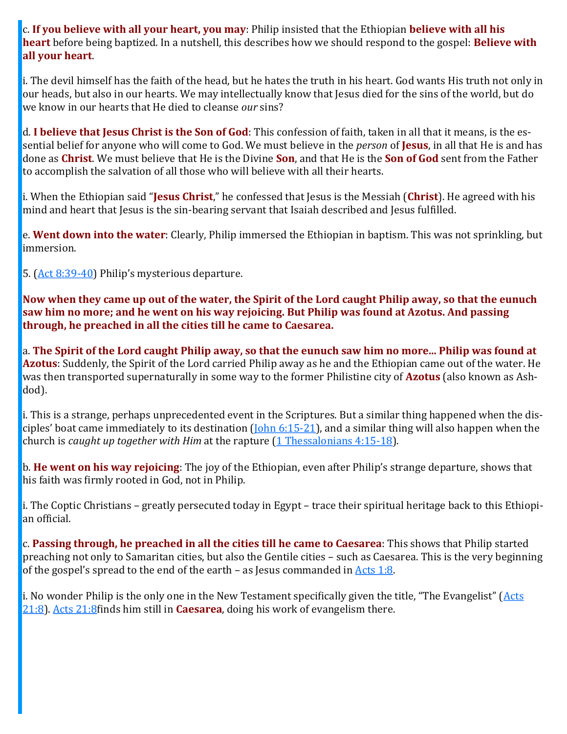c. **If you believe with all your heart, you may**: Philip insisted that the Ethiopian **believe with all his heart** before being baptized. In a nutshell, this describes how we should respond to the gospel: **Believe with all your heart**.

i. The devil himself has the faith of the head, but he hates the truth in his heart. God wants His truth not only in our heads, but also in our hearts. We may intellectually know that Jesus died for the sins of the world, but do we know in our hearts that He died to cleanse *our* sins?

d. **I believe that Jesus Christ is the Son of God**: This confession of faith, taken in all that it means, is the essential belief for anyone who will come to God. We must believe in the *person* of **Jesus**, in all that He is and has done as **Christ**. We must believe that He is the Divine **Son**, and that He is the **Son of God** sent from the Father to accomplish the salvation of all those who will believe with all their hearts.

i. When the Ethiopian said "**Jesus Christ**," he confessed that Jesus is the Messiah (**Christ**). He agreed with his mind and heart that Jesus is the sin-bearing servant that Isaiah described and Jesus fulfilled.

e. **Went down into the water**: Clearly, Philip immersed the Ethiopian in baptism. This was not sprinkling, but immersion.

5. (Act 8:39-40) Philip's mysterious departure.

**Now when they came up out of the water, the Spirit of the Lord caught Philip away, so that the eunuch saw him no more; and he went on his way rejoicing. But Philip was found at Azotus. And passing through, he preached in all the cities till he came to Caesarea.**

a. **The Spirit of the Lord caught Philip away, so that the eunuch saw him no more... Philip was found at Azotus**: Suddenly, the Spirit of the Lord carried Philip away as he and the Ethiopian came out of the water. He was then transported supernaturally in some way to the former Philistine city of **Azotus** (also known as Ashdod).

i. This is a strange, perhaps unprecedented event in the Scriptures. But a similar thing happened when the disciples' boat came immediately to its destination (John 6:15-21), and a similar thing will also happen when the church is *caught up together with Him* at the rapture (1 Thessalonians 4:15-18).

b. **He went on his way rejoicing**: The joy of the Ethiopian, even after Philip's strange departure, shows that his faith was firmly rooted in God, not in Philip.

i. The Coptic Christians – greatly persecuted today in Egypt – trace their spiritual heritage back to this Ethiopian official.

c. **Passing through, he preached in all the cities till he came to Caesarea**: This shows that Philip started preaching not only to Samaritan cities, but also the Gentile cities – such as Caesarea. This is the very beginning of the gospel's spread to the end of the earth – as Jesus commanded in Acts 1:8.

i. No wonder Philip is the only one in the New Testament specifically given the title, "The Evangelist" (Acts 21:8). Acts 21:8finds him still in **Caesarea**, doing his work of evangelism there.